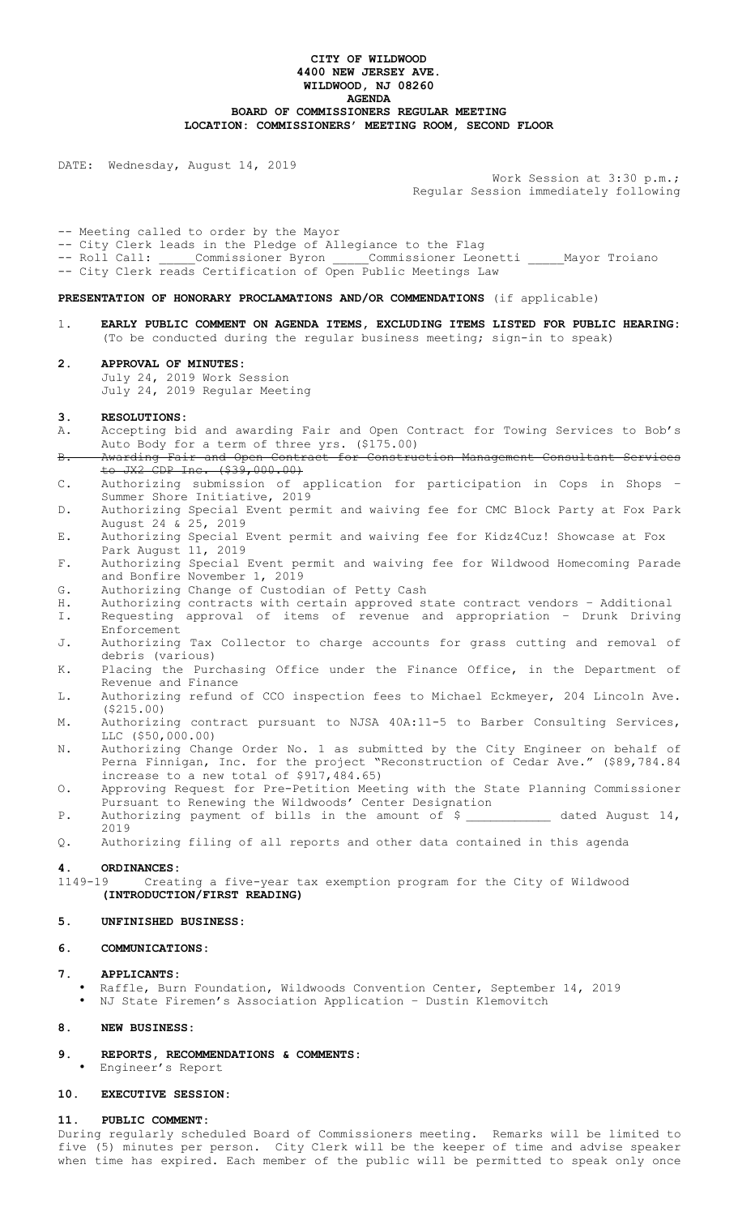**CITY OF WILDWOOD**
**4400 NEW JERSEY AVE.**
**WILDWOOD, NJ 08260**
**AGENDA**
**BOARD OF COMMISSIONERS REGULAR MEETING**
**LOCATION: COMMISSIONERS' MEETING ROOM, SECOND FLOOR**

DATE: Wednesday, August 14, 2019

Work Session at 3:30 p.m.;
Regular Session immediately following

-- Meeting called to order by the Mayor
-- City Clerk leads in the Pledge of Allegiance to the Flag
-- Roll Call: _____Commissioner Byron _____Commissioner Leonetti _____Mayor Troiano
-- City Clerk reads Certification of Open Public Meetings Law

**PRESENTATION OF HONORARY PROCLAMATIONS AND/OR COMMENDATIONS** (if applicable)

1. **EARLY PUBLIC COMMENT ON AGENDA ITEMS, EXCLUDING ITEMS LISTED FOR PUBLIC HEARING:** (To be conducted during the regular business meeting; sign-in to speak)

2. **APPROVAL OF MINUTES:**
   July 24, 2019 Work Session
   July 24, 2019 Regular Meeting

3. **RESOLUTIONS:**

A. Accepting bid and awarding Fair and Open Contract for Towing Services to Bob's Auto Body for a term of three yrs. ($175.00)
B. ~~Awarding Fair and Open Contract for Construction Management Consultant Services to JX2 CDP Inc. ($39,000.00)~~
C. Authorizing submission of application for participation in Cops in Shops – Summer Shore Initiative, 2019
D. Authorizing Special Event permit and waiving fee for CMC Block Party at Fox Park August 24 & 25, 2019
E. Authorizing Special Event permit and waiving fee for Kidz4Cuz! Showcase at Fox Park August 11, 2019
F. Authorizing Special Event permit and waiving fee for Wildwood Homecoming Parade and Bonfire November 1, 2019
G. Authorizing Change of Custodian of Petty Cash
H. Authorizing contracts with certain approved state contract vendors – Additional
I. Requesting approval of items of revenue and appropriation – Drunk Driving Enforcement
J. Authorizing Tax Collector to charge accounts for grass cutting and removal of debris (various)
K. Placing the Purchasing Office under the Finance Office, in the Department of Revenue and Finance
L. Authorizing refund of CCO inspection fees to Michael Eckmeyer, 204 Lincoln Ave. ($215.00)
M. Authorizing contract pursuant to NJSA 40A:11-5 to Barber Consulting Services, LLC ($50,000.00)
N. Authorizing Change Order No. 1 as submitted by the City Engineer on behalf of Perna Finnigan, Inc. for the project "Reconstruction of Cedar Ave." ($89,784.84 increase to a new total of $917,484.65)
O. Approving Request for Pre-Petition Meeting with the State Planning Commissioner Pursuant to Renewing the Wildwoods' Center Designation
P. Authorizing payment of bills in the amount of $ ___________ dated August 14, 2019
Q. Authorizing filing of all reports and other data contained in this agenda

4. **ORDINANCES:**

1149-19 Creating a five-year tax exemption program for the City of Wildwood **(INTRODUCTION/FIRST READING)**

5. **UNFINISHED BUSINESS:**

6. **COMMUNICATIONS:**

7. **APPLICANTS:**
   - Raffle, Burn Foundation, Wildwoods Convention Center, September 14, 2019
   - NJ State Firemen's Association Application – Dustin Klemovitch

8. **NEW BUSINESS:**

9. **REPORTS, RECOMMENDATIONS & COMMENTS:**
   - Engineer's Report

10. **EXECUTIVE SESSION:**

11. **PUBLIC COMMENT:**

During regularly scheduled Board of Commissioners meeting. Remarks will be limited to five (5) minutes per person. City Clerk will be the keeper of time and advise speaker when time has expired. Each member of the public will be permitted to speak only once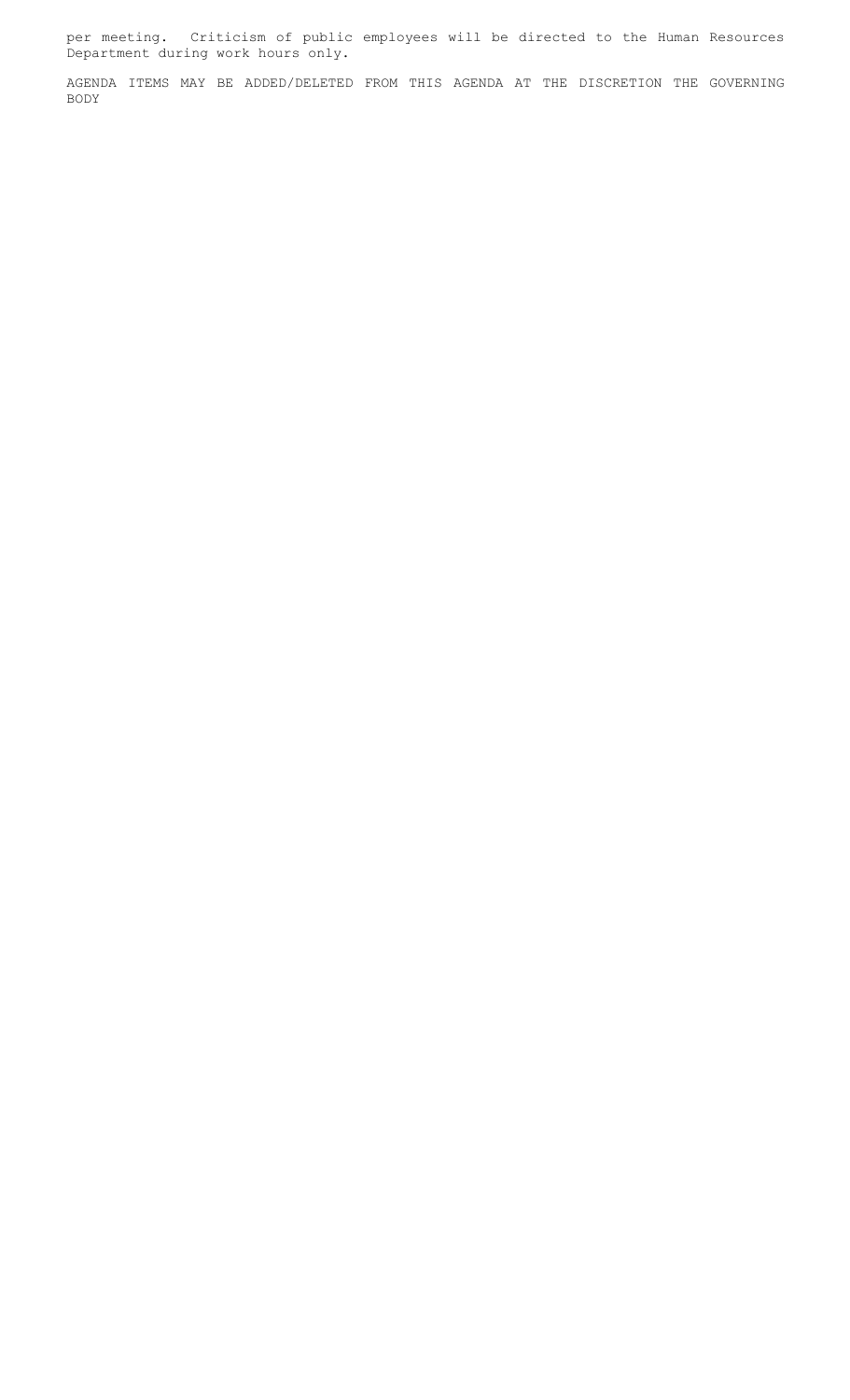per meeting. Criticism of public employees will be directed to the Human Resources Department during work hours only.

AGENDA ITEMS MAY BE ADDED/DELETED FROM THIS AGENDA AT THE DISCRETION THE GOVERNING BODY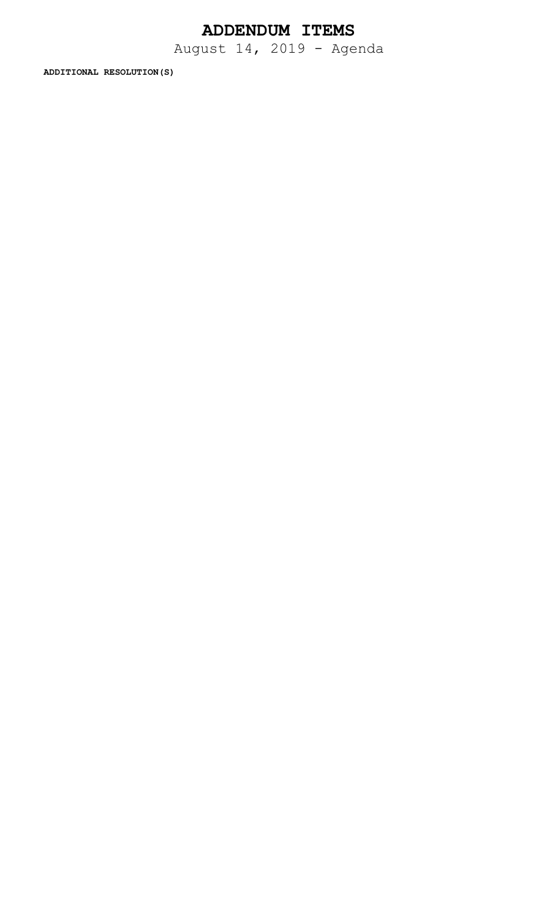# ADDENDUM ITEMS

August 14, 2019 - Agenda

**ADDITIONAL RESOLUTION(S)**